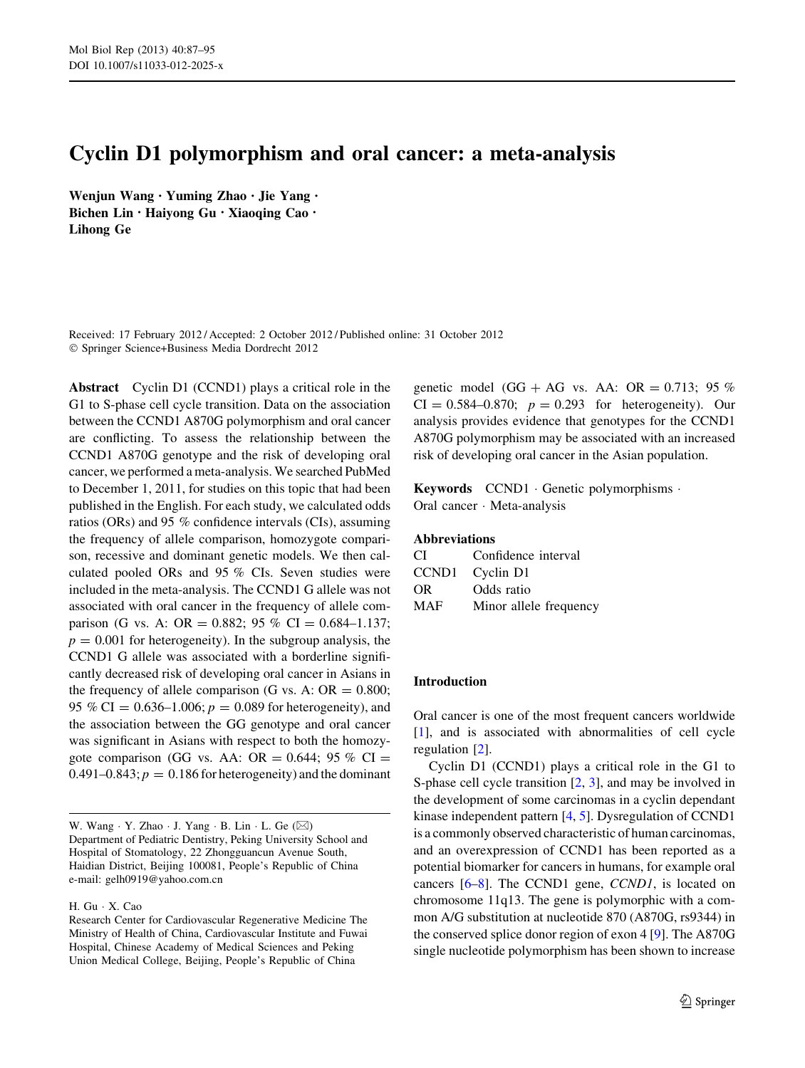# Cyclin D1 polymorphism and oral cancer: a meta-analysis

**Wenjun Wang · Yuming Zhao · Jie Yang · Bichen Lin · Haiyong Gu · Xiaoqing Cao · Lihong Ge**

Received: 17 February 2012 / Accepted: 2 October 2012 / Published online: 31 October 2012
© Springer Science+Business Media Dordrecht 2012

**Abstract** Cyclin D1 (CCND1) plays a critical role in the G1 to S-phase cell cycle transition. Data on the association between the CCND1 A870G polymorphism and oral cancer are conflicting. To assess the relationship between the CCND1 A870G genotype and the risk of developing oral cancer, we performed a meta-analysis. We searched PubMed to December 1, 2011, for studies on this topic that had been published in the English. For each study, we calculated odds ratios (ORs) and 95 % confidence intervals (CIs), assuming the frequency of allele comparison, homozygote comparison, recessive and dominant genetic models. We then calculated pooled ORs and 95 % CIs. Seven studies were included in the meta-analysis. The CCND1 G allele was not associated with oral cancer in the frequency of allele comparison (G vs. A: OR = 0.882; 95 % CI = 0.684–1.137; $p = 0.001$ for heterogeneity). In the subgroup analysis, the CCND1 G allele was associated with a borderline significantly decreased risk of developing oral cancer in Asians in the frequency of allele comparison (G vs. A: OR = 0.800; 95 % CI = 0.636–1.006; $p = 0.089$ for heterogeneity), and the association between the GG genotype and oral cancer was significant in Asians with respect to both the homozygote comparison (GG vs. AA: OR = 0.644; 95 % CI = 0.491–0.843; $p = 0.186$ for heterogeneity) and the dominant genetic model (GG + AG vs. AA: OR = 0.713; 95 % CI = 0.584–0.870; $p = 0.293$ for heterogeneity). Our analysis provides evidence that genotypes for the CCND1 A870G polymorphism may be associated with an increased risk of developing oral cancer in the Asian population.

**Keywords** CCND1 · Genetic polymorphisms · Oral cancer · Meta-analysis

**Abbreviations**

| | |
|---|---|
| CI | Confidence interval |
| CCND1 | Cyclin D1 |
| OR | Odds ratio |
| MAF | Minor allele frequency |

W. Wang · Y. Zhao · J. Yang · B. Lin · L. Ge (✉)
Department of Pediatric Dentistry, Peking University School and Hospital of Stomatology, 22 Zhongguancun Avenue South, Haidian District, Beijing 100081, People's Republic of China
e-mail: gelh0919@yahoo.com.cn

H. Gu · X. Cao
Research Center for Cardiovascular Regenerative Medicine The Ministry of Health of China, Cardiovascular Institute and Fuwai Hospital, Chinese Academy of Medical Sciences and Peking Union Medical College, Beijing, People's Republic of China

## Introduction

Oral cancer is one of the most frequent cancers worldwide [1], and is associated with abnormalities of cell cycle regulation [2].

Cyclin D1 (CCND1) plays a critical role in the G1 to S-phase cell cycle transition [2, 3], and may be involved in the development of some carcinomas in a cyclin dependant kinase independent pattern [4, 5]. Dysregulation of CCND1 is a commonly observed characteristic of human carcinomas, and an overexpression of CCND1 has been reported as a potential biomarker for cancers in humans, for example oral cancers [6–8]. The CCND1 gene, *CCND1*, is located on chromosome 11q13. The gene is polymorphic with a common A/G substitution at nucleotide 870 (A870G, rs9344) in the conserved splice donor region of exon 4 [9]. The A870G single nucleotide polymorphism has been shown to increase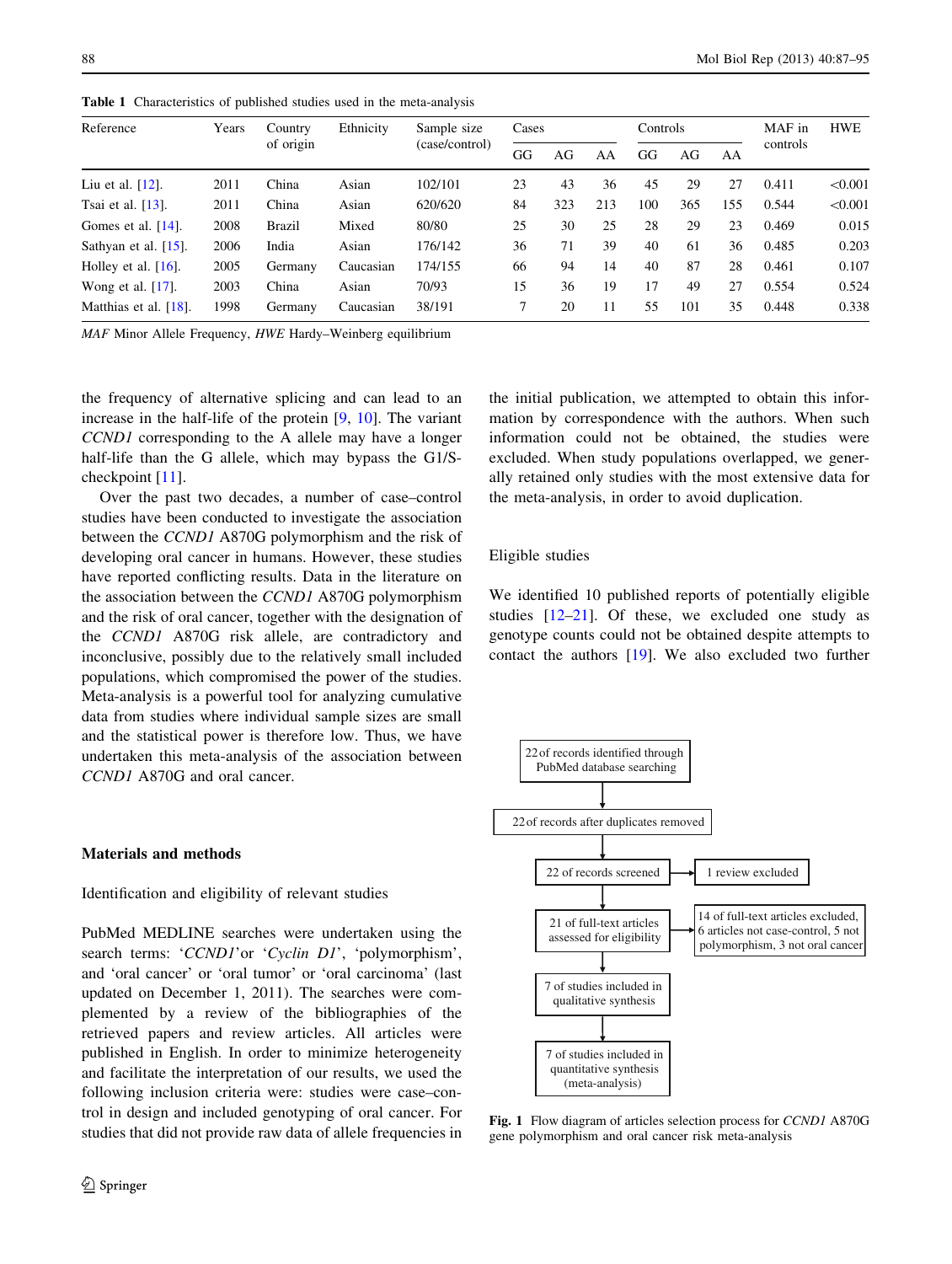**Table 1** Characteristics of published studies used in the meta-analysis

| Reference | Years | Country of origin | Ethnicity | Sample size (case/control) | Cases | | | Controls | | | MAF in controls | HWE |
|---|---|---|---|---|---|---|---|---|---|---|---|---|
| | | | | | GG | AG | AA | GG | AG | AA | | |
| Liu et al. [12]. | 2011 | China | Asian | 102/101 | 23 | 43 | 36 | 45 | 29 | 27 | 0.411 | <0.001 |
| Tsai et al. [13]. | 2011 | China | Asian | 620/620 | 84 | 323 | 213 | 100 | 365 | 155 | 0.544 | <0.001 |
| Gomes et al. [14]. | 2008 | Brazil | Mixed | 80/80 | 25 | 30 | 25 | 28 | 29 | 23 | 0.469 | 0.015 |
| Sathyan et al. [15]. | 2006 | India | Asian | 176/142 | 36 | 71 | 39 | 40 | 61 | 36 | 0.485 | 0.203 |
| Holley et al. [16]. | 2005 | Germany | Caucasian | 174/155 | 66 | 94 | 14 | 40 | 87 | 28 | 0.461 | 0.107 |
| Wong et al. [17]. | 2003 | China | Asian | 70/93 | 15 | 36 | 19 | 17 | 49 | 27 | 0.554 | 0.524 |
| Matthias et al. [18]. | 1998 | Germany | Caucasian | 38/191 | 7 | 20 | 11 | 55 | 101 | 35 | 0.448 | 0.338 |

*MAF* Minor Allele Frequency, *HWE* Hardy–Weinberg equilibrium

the frequency of alternative splicing and can lead to an increase in the half-life of the protein [9, 10]. The variant *CCND1* corresponding to the A allele may have a longer half-life than the G allele, which may bypass the G1/S-checkpoint [11].

Over the past two decades, a number of case–control studies have been conducted to investigate the association between the *CCND1* A870G polymorphism and the risk of developing oral cancer in humans. However, these studies have reported conflicting results. Data in the literature on the association between the *CCND1* A870G polymorphism and the risk of oral cancer, together with the designation of the *CCND1* A870G risk allele, are contradictory and inconclusive, possibly due to the relatively small included populations, which compromised the power of the studies. Meta-analysis is a powerful tool for analyzing cumulative data from studies where individual sample sizes are small and the statistical power is therefore low. Thus, we have undertaken this meta-analysis of the association between *CCND1* A870G and oral cancer.

## Materials and methods

### Identification and eligibility of relevant studies

PubMed MEDLINE searches were undertaken using the search terms: '*CCND1*'or '*Cyclin D1*', 'polymorphism', and 'oral cancer' or 'oral tumor' or 'oral carcinoma' (last updated on December 1, 2011). The searches were complemented by a review of the bibliographies of the retrieved papers and review articles. All articles were published in English. In order to minimize heterogeneity and facilitate the interpretation of our results, we used the following inclusion criteria were: studies were case–control in design and included genotyping of oral cancer. For studies that did not provide raw data of allele frequencies in the initial publication, we attempted to obtain this information by correspondence with the authors. When such information could not be obtained, the studies were excluded. When study populations overlapped, we generally retained only studies with the most extensive data for the meta-analysis, in order to avoid duplication.

### Eligible studies

We identified 10 published reports of potentially eligible studies [12–21]. Of these, we excluded one study as genotype counts could not be obtained despite attempts to contact the authors [19]. We also excluded two further

22 of records identified through PubMed database searching

22 of records after duplicates removed

22 of records screened

1 review excluded

21 of full-text articles assessed for eligibility

14 of full-text articles excluded, 6 articles not case-control, 5 not polymorphism, 3 not oral cancer

7 of studies included in qualitative synthesis

7 of studies included in quantitative synthesis (meta-analysis)

**Fig. 1** Flow diagram of articles selection process for *CCND1* A870G gene polymorphism and oral cancer risk meta-analysis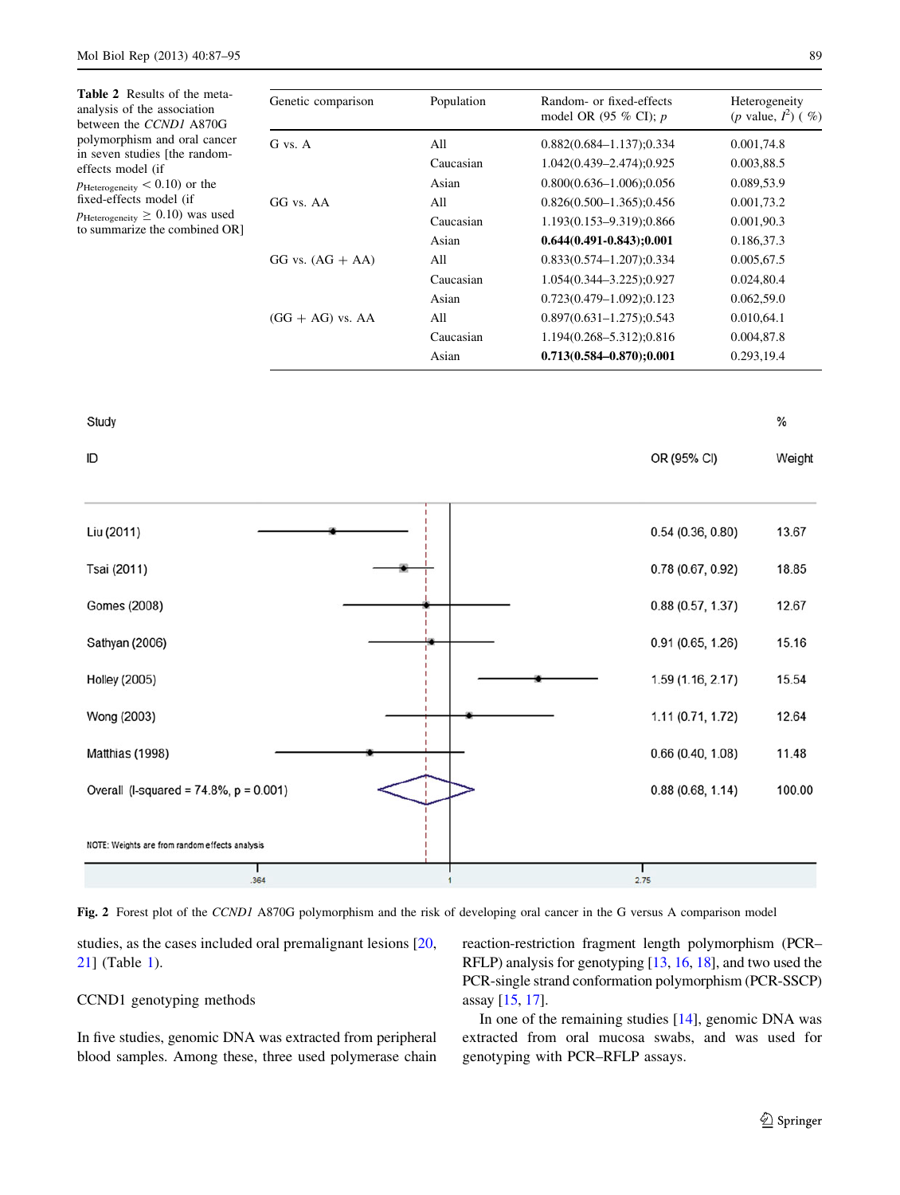**Table 2** Results of the meta-analysis of the association between the *CCND1* A870G polymorphism and oral cancer in seven studies [the random-effects model (if $p_{Heterogeneity} < 0.10$) or the fixed-effects model (if $p_{Heterogeneity} \geq 0.10$) was used to summarize the combined OR]

| Genetic comparison | Population | Random- or fixed-effects model OR (95 % CI); *p* | Heterogeneity (*p* value, $I^2$) ( %) |
|---|---|---|---|
| G vs. A | All | 0.882(0.684–1.137);0.334 | 0.001,74.8 |
| | Caucasian | 1.042(0.439–2.474);0.925 | 0.003,88.5 |
| | Asian | 0.800(0.636–1.006);0.056 | 0.089,53.9 |
| GG vs. AA | All | 0.826(0.500–1.365);0.456 | 0.001,73.2 |
| | Caucasian | 1.193(0.153–9.319);0.866 | 0.001,90.3 |
| | Asian | **0.644(0.491-0.843);0.001** | 0.186,37.3 |
| GG vs. (AG + AA) | All | 0.833(0.574–1.207);0.334 | 0.005,67.5 |
| | Caucasian | 1.054(0.344–3.225);0.927 | 0.024,80.4 |
| | Asian | 0.723(0.479–1.092);0.123 | 0.062,59.0 |
| (GG + AG) vs. AA | All | 0.897(0.631–1.275);0.543 | 0.010,64.1 |
| | Caucasian | 1.194(0.268–5.312);0.816 | 0.004,87.8 |
| | Asian | **0.713(0.584–0.870);0.001** | 0.293,19.4 |

Study
ID
OR (95% CI)
%
Weight

Liu (2011) 0.54 (0.36, 0.80) 13.67
Tsai (2011) 0.78 (0.67, 0.92) 18.85
Gomes (2008) 0.88 (0.57, 1.37) 12.67
Sathyan (2006) 0.91 (0.65, 1.26) 15.16
Holley (2005) 1.59 (1.16, 2.17) 15.54
Wong (2003) 1.11 (0.71, 1.72) 12.64
Matthias (1998) 0.66 (0.40, 1.08) 11.48
Overall (I-squared = 74.8%, p = 0.001) 0.88 (0.68, 1.14) 100.00

NOTE: Weights are from random effects analysis

.364
1
2.75

**Fig. 2** Forest plot of the *CCND1* A870G polymorphism and the risk of developing oral cancer in the G versus A comparison model

studies, as the cases included oral premalignant lesions [20, 21] (Table 1).

CCND1 genotyping methods

In five studies, genomic DNA was extracted from peripheral blood samples. Among these, three used polymerase chain reaction-restriction fragment length polymorphism (PCR–RFLP) analysis for genotyping [13, 16, 18], and two used the PCR-single strand conformation polymorphism (PCR-SSCP) assay [15, 17].

In one of the remaining studies [14], genomic DNA was extracted from oral mucosa swabs, and was used for genotyping with PCR–RFLP assays.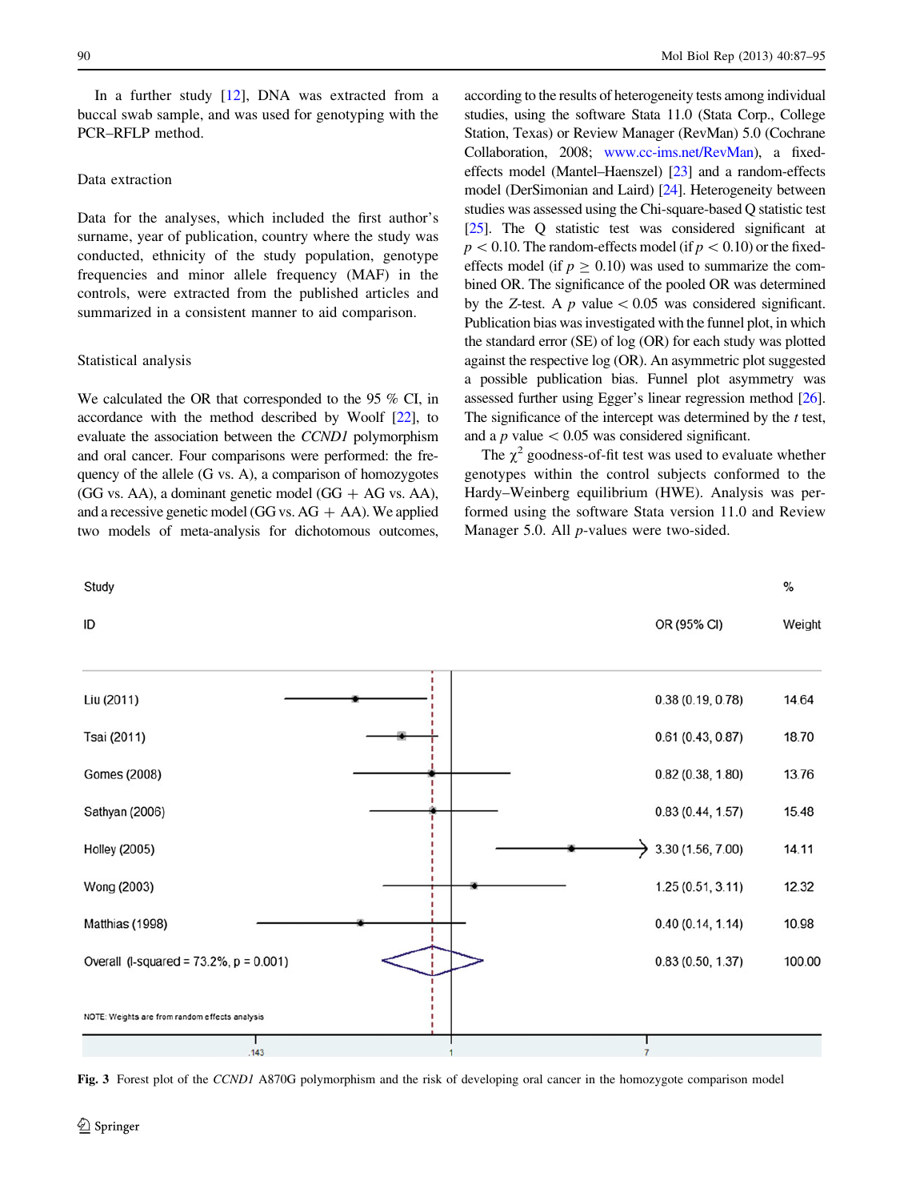In a further study [12], DNA was extracted from a buccal swab sample, and was used for genotyping with the PCR–RFLP method.

### Data extraction

Data for the analyses, which included the first author's surname, year of publication, country where the study was conducted, ethnicity of the study population, genotype frequencies and minor allele frequency (MAF) in the controls, were extracted from the published articles and summarized in a consistent manner to aid comparison.

### Statistical analysis

We calculated the OR that corresponded to the 95 % CI, in accordance with the method described by Woolf [22], to evaluate the association between the *CCND1* polymorphism and oral cancer. Four comparisons were performed: the frequency of the allele (G vs. A), a comparison of homozygotes (GG vs. AA), a dominant genetic model (GG + AG vs. AA), and a recessive genetic model (GG vs. AG + AA). We applied two models of meta-analysis for dichotomous outcomes, according to the results of heterogeneity tests among individual studies, using the software Stata 11.0 (Stata Corp., College Station, Texas) or Review Manager (RevMan) 5.0 (Cochrane Collaboration, 2008; www.cc-ims.net/RevMan), a fixed-effects model (Mantel–Haenszel) [23] and a random-effects model (DerSimonian and Laird) [24]. Heterogeneity between studies was assessed using the Chi-square-based Q statistic test [25]. The Q statistic test was considered significant at $p < 0.10$. The random-effects model (if $p < 0.10$) or the fixed-effects model (if $p \geq 0.10$) was used to summarize the combined OR. The significance of the pooled OR was determined by the *Z*-test. A *p* value $< 0.05$ was considered significant. Publication bias was investigated with the funnel plot, in which the standard error (SE) of log (OR) for each study was plotted against the respective log (OR). An asymmetric plot suggested a possible publication bias. Funnel plot asymmetry was assessed further using Egger's linear regression method [26]. The significance of the intercept was determined by the *t* test, and a *p* value $< 0.05$ was considered significant.

The $\chi^2$ goodness-of-fit test was used to evaluate whether genotypes within the control subjects conformed to the Hardy–Weinberg equilibrium (HWE). Analysis was performed using the software Stata version 11.0 and Review Manager 5.0. All *p*-values were two-sided.

Study ID
OR (95% CI)
% Weight

Liu (2011) 0.38 (0.19, 0.78) 14.64
Tsai (2011) 0.61 (0.43, 0.87) 18.70
Gomes (2008) 0.82 (0.38, 1.80) 13.76
Sathyan (2006) 0.83 (0.44, 1.57) 15.48
Holley (2005) 3.30 (1.56, 7.00) 14.11
Wong (2003) 1.25 (0.51, 3.11) 12.32
Matthias (1998) 0.40 (0.14, 1.14) 10.98
Overall (I-squared = 73.2%, p = 0.001) 0.83 (0.50, 1.37) 100.00

NOTE: Weights are from random effects analysis

.143
1
7

**Fig. 3** Forest plot of the *CCND1* A870G polymorphism and the risk of developing oral cancer in the homozygote comparison model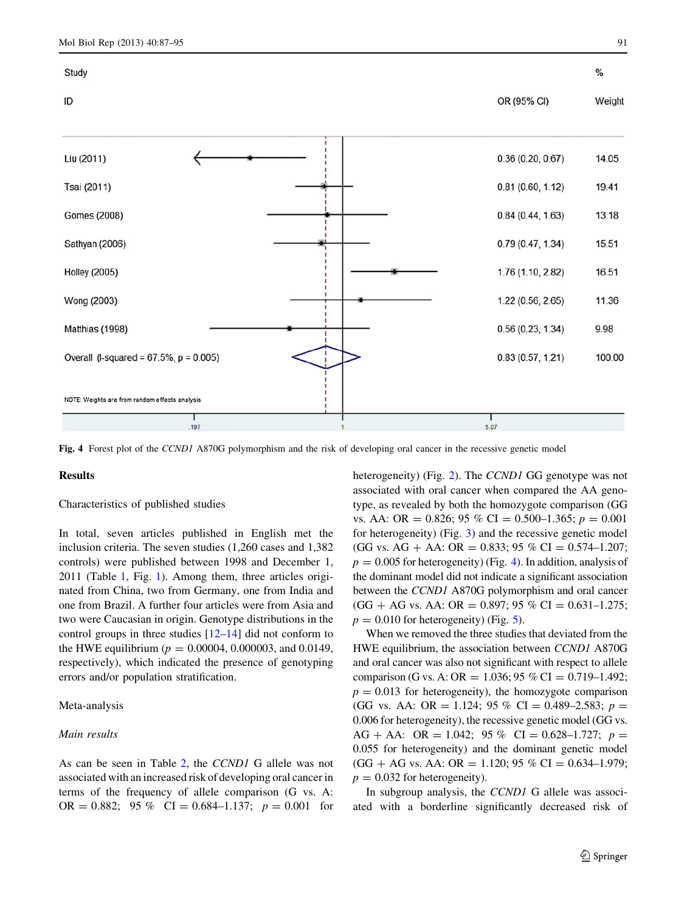Study

ID

OR (95% CI)

% Weight

Liu (2011) 0.36 (0.20, 0.67) 14.05

Tsai (2011) 0.81 (0.60, 1.12) 19.41

Gomes (2008) 0.84 (0.44, 1.63) 13.18

Sathyan (2006) 0.79 (0.47, 1.34) 15.51

Holley (2005) 1.76 (1.10, 2.82) 16.51

Wong (2003) 1.22 (0.56, 2.65) 11.36

Matthias (1998) 0.56 (0.23, 1.34) 9.98

Overall (I-squared = 67.5%, p = 0.005) 0.83 (0.57, 1.21) 100.00

NOTE: Weights are from random effects analysis

.197 1 5.07

**Fig. 4** Forest plot of the *CCND1* A870G polymorphism and the risk of developing oral cancer in the recessive genetic model

## Results

### Characteristics of published studies

In total, seven articles published in English met the inclusion criteria. The seven studies (1,260 cases and 1,382 controls) were published between 1998 and December 1, 2011 (Table 1, Fig. 1). Among them, three articles originated from China, two from Germany, one from India and one from Brazil. A further four articles were from Asia and two were Caucasian in origin. Genotype distributions in the control groups in three studies [12–14] did not conform to the HWE equilibrium ($p = 0.00004$, 0.000003, and 0.0149, respectively), which indicated the presence of genotyping errors and/or population stratification.

### Meta-analysis

#### *Main results*

As can be seen in Table 2, the *CCND1* G allele was not associated with an increased risk of developing oral cancer in terms of the frequency of allele comparison (G vs. A: OR = 0.882; 95 % CI = 0.684–1.137; $p = 0.001$ for heterogeneity) (Fig. 2). The *CCND1* GG genotype was not associated with oral cancer when compared the AA genotype, as revealed by both the homozygote comparison (GG vs. AA: OR = 0.826; 95 % CI = 0.500–1.365; $p = 0.001$ for heterogeneity) (Fig. 3) and the recessive genetic model (GG vs. AG + AA: OR = 0.833; 95 % CI = 0.574–1.207; $p = 0.005$ for heterogeneity) (Fig. 4). In addition, analysis of the dominant model did not indicate a significant association between the *CCND1* A870G polymorphism and oral cancer (GG + AG vs. AA: OR = 0.897; 95 % CI = 0.631–1.275; $p = 0.010$ for heterogeneity) (Fig. 5).

When we removed the three studies that deviated from the HWE equilibrium, the association between *CCND1* A870G and oral cancer was also not significant with respect to allele comparison (G vs. A: OR = 1.036; 95 % CI = 0.719–1.492; $p = 0.013$ for heterogeneity), the homozygote comparison (GG vs. AA: OR = 1.124; 95 % CI = 0.489–2.583; $p = 0.006$ for heterogeneity), the recessive genetic model (GG vs. AG + AA: OR = 1.042; 95 % CI = 0.628–1.727; $p = 0.055$ for heterogeneity) and the dominant genetic model (GG + AG vs. AA: OR = 1.120; 95 % CI = 0.634–1.979; $p = 0.032$ for heterogeneity).

In subgroup analysis, the *CCND1* G allele was associated with a borderline significantly decreased risk of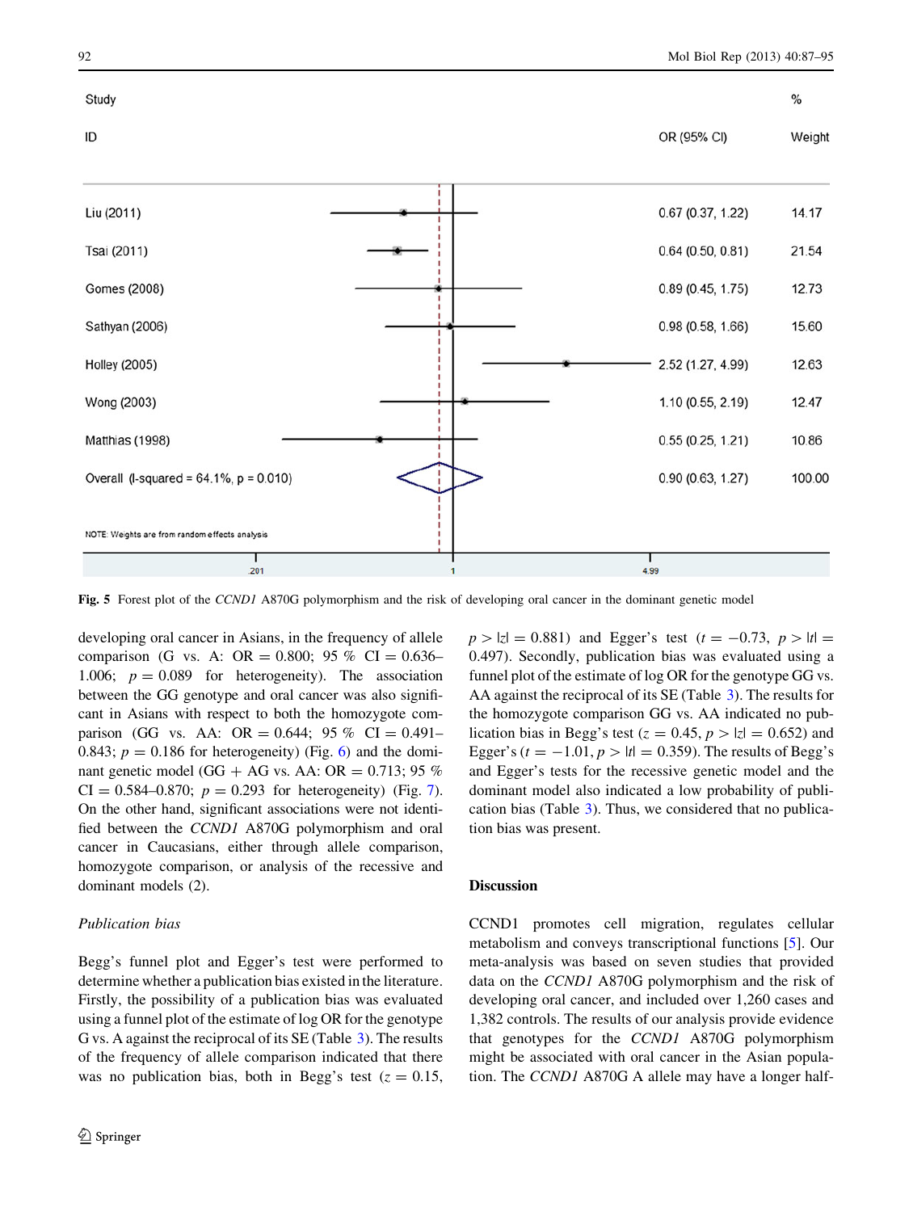Study

ID

OR (95% CI)

%

Weight

Liu (2011) 0.67 (0.37, 1.22) 14.17

Tsai (2011) 0.64 (0.50, 0.81) 21.54

Gomes (2008) 0.89 (0.45, 1.75) 12.73

Sathyan (2006) 0.98 (0.58, 1.66) 15.60

Holley (2005) 2.52 (1.27, 4.99) 12.63

Wong (2003) 1.10 (0.55, 2.19) 12.47

Matthias (1998) 0.55 (0.25, 1.21) 10.86

Overall (I-squared = 64.1%, p = 0.010) 0.90 (0.63, 1.27) 100.00

NOTE: Weights are from random effects analysis

.201

1

4.99

**Fig. 5** Forest plot of the *CCND1* A870G polymorphism and the risk of developing oral cancer in the dominant genetic model

developing oral cancer in Asians, in the frequency of allele comparison (G vs. A: OR = 0.800; 95 % CI = 0.636–1.006; $p = 0.089$ for heterogeneity). The association between the GG genotype and oral cancer was also significant in Asians with respect to both the homozygote comparison (GG vs. AA: OR = 0.644; 95 % CI = 0.491–0.843; $p = 0.186$ for heterogeneity) (Fig. 6) and the dominant genetic model (GG + AG vs. AA: OR = 0.713; 95 % CI = 0.584–0.870; $p = 0.293$ for heterogeneity) (Fig. 7). On the other hand, significant associations were not identified between the *CCND1* A870G polymorphism and oral cancer in Caucasians, either through allele comparison, homozygote comparison, or analysis of the recessive and dominant models (2).

### *Publication bias*

Begg's funnel plot and Egger's test were performed to determine whether a publication bias existed in the literature. Firstly, the possibility of a publication bias was evaluated using a funnel plot of the estimate of log OR for the genotype G vs. A against the reciprocal of its SE (Table 3). The results of the frequency of allele comparison indicated that there was no publication bias, both in Begg's test ($z = 0.15$, $p > |z| = 0.881$) and Egger's test ($t = -0.73$, $p > |t| = 0.497$). Secondly, publication bias was evaluated using a funnel plot of the estimate of log OR for the genotype GG vs. AA against the reciprocal of its SE (Table 3). The results for the homozygote comparison GG vs. AA indicated no publication bias in Begg's test ($z = 0.45$, $p > |z| = 0.652$) and Egger's ($t = -1.01$, $p > |t| = 0.359$). The results of Begg's and Egger's tests for the recessive genetic model and the dominant model also indicated a low probability of publication bias (Table 3). Thus, we considered that no publication bias was present.

## Discussion

CCND1 promotes cell migration, regulates cellular metabolism and conveys transcriptional functions [5]. Our meta-analysis was based on seven studies that provided data on the *CCND1* A870G polymorphism and the risk of developing oral cancer, and included over 1,260 cases and 1,382 controls. The results of our analysis provide evidence that genotypes for the *CCND1* A870G polymorphism might be associated with oral cancer in the Asian population. The *CCND1* A870G A allele may have a longer half-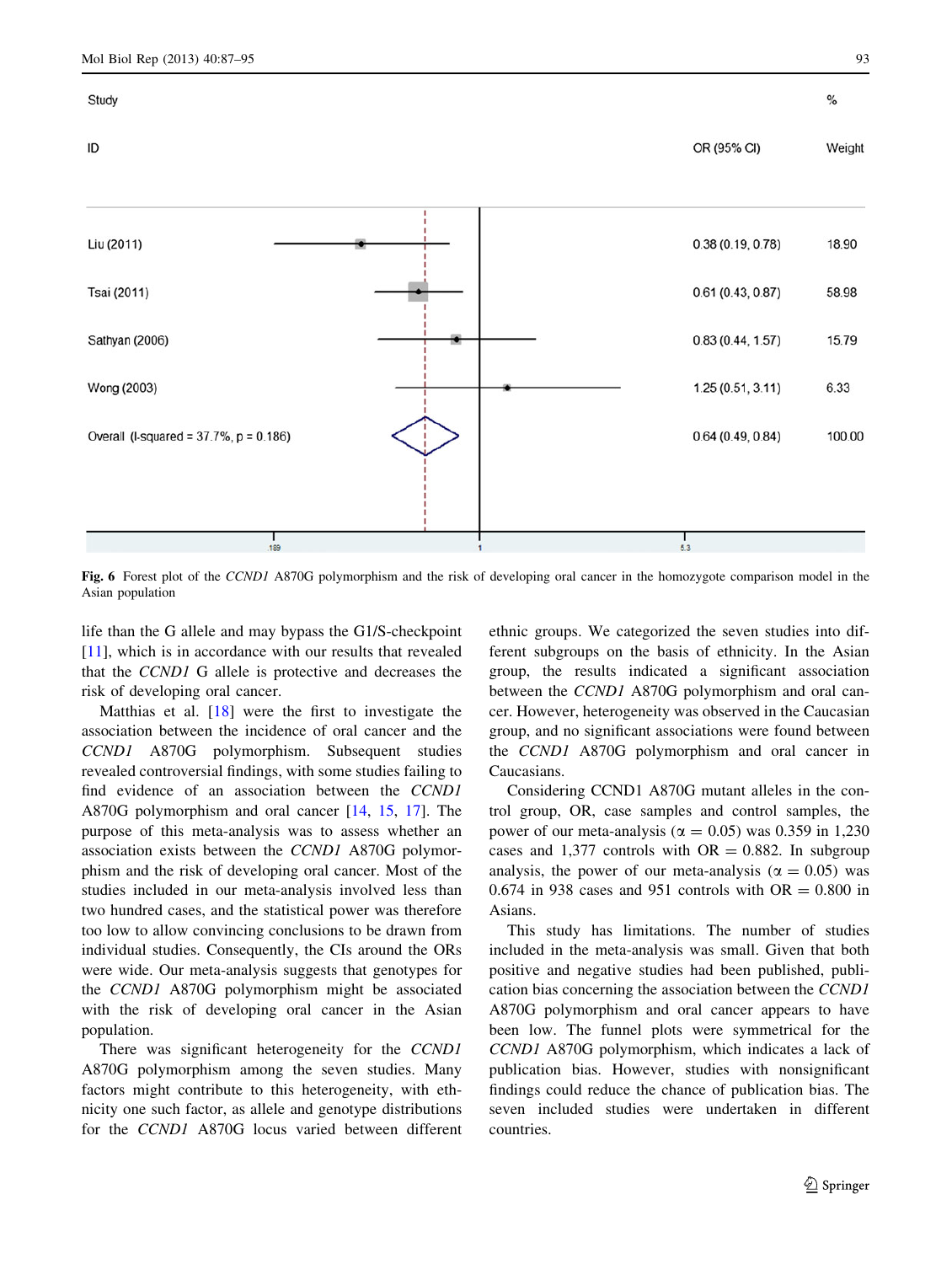Study

ID

OR (95% CI)

%

Weight

Liu (2011)

0.38 (0.19, 0.78)

18.90

Tsai (2011)

0.61 (0.43, 0.87)

58.98

Sathyan (2006)

0.83 (0.44, 1.57)

15.79

Wong (2003)

1.25 (0.51, 3.11)

6.33

Overall (I-squared = 37.7%, p = 0.186)

0.64 (0.49, 0.84)

100.00

.189

1

5.3

**Fig. 6** Forest plot of the *CCND1* A870G polymorphism and the risk of developing oral cancer in the homozygote comparison model in the Asian population

life than the G allele and may bypass the G1/S-checkpoint [11], which is in accordance with our results that revealed that the *CCND1* G allele is protective and decreases the risk of developing oral cancer.

Matthias et al. [18] were the first to investigate the association between the incidence of oral cancer and the *CCND1* A870G polymorphism. Subsequent studies revealed controversial findings, with some studies failing to find evidence of an association between the *CCND1* A870G polymorphism and oral cancer [14, 15, 17]. The purpose of this meta-analysis was to assess whether an association exists between the *CCND1* A870G polymorphism and the risk of developing oral cancer. Most of the studies included in our meta-analysis involved less than two hundred cases, and the statistical power was therefore too low to allow convincing conclusions to be drawn from individual studies. Consequently, the CIs around the ORs were wide. Our meta-analysis suggests that genotypes for the *CCND1* A870G polymorphism might be associated with the risk of developing oral cancer in the Asian population.

There was significant heterogeneity for the *CCND1* A870G polymorphism among the seven studies. Many factors might contribute to this heterogeneity, with ethnicity one such factor, as allele and genotype distributions for the *CCND1* A870G locus varied between different ethnic groups. We categorized the seven studies into different subgroups on the basis of ethnicity. In the Asian group, the results indicated a significant association between the *CCND1* A870G polymorphism and oral cancer. However, heterogeneity was observed in the Caucasian group, and no significant associations were found between the *CCND1* A870G polymorphism and oral cancer in Caucasians.

Considering CCND1 A870G mutant alleles in the control group, OR, case samples and control samples, the power of our meta-analysis ($\alpha = 0.05$) was 0.359 in 1,230 cases and 1,377 controls with OR = 0.882. In subgroup analysis, the power of our meta-analysis ($\alpha = 0.05$) was 0.674 in 938 cases and 951 controls with OR = 0.800 in Asians.

This study has limitations. The number of studies included in the meta-analysis was small. Given that both positive and negative studies had been published, publication bias concerning the association between the *CCND1* A870G polymorphism and oral cancer appears to have been low. The funnel plots were symmetrical for the *CCND1* A870G polymorphism, which indicates a lack of publication bias. However, studies with nonsignificant findings could reduce the chance of publication bias. The seven included studies were undertaken in different countries.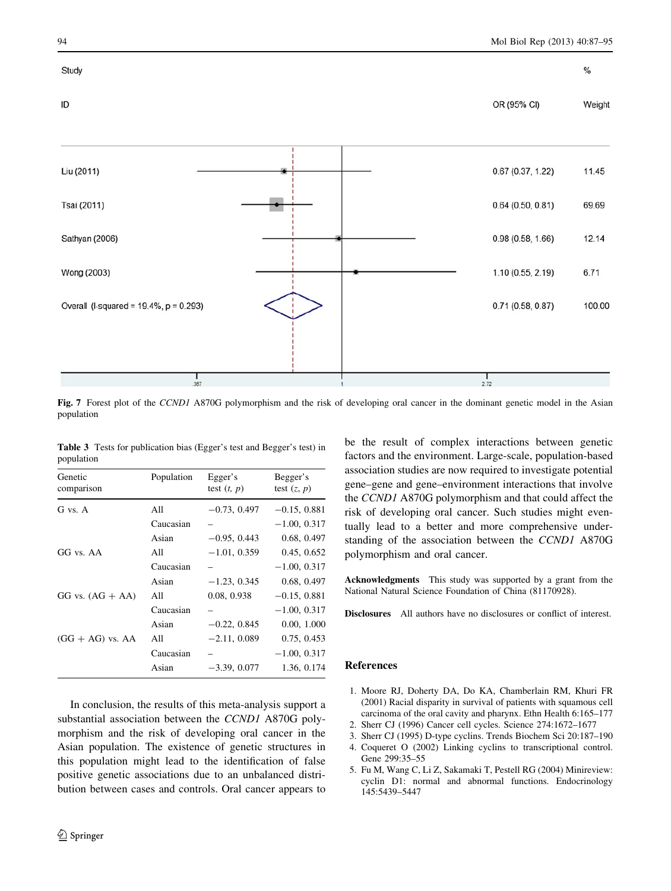Study

ID

OR (95% CI)

%

Weight

Liu (2011)

0.67 (0.37, 1.22)

11.45

Tsai (2011)

0.64 (0.50, 0.81)

69.69

Sathyan (2006)

0.98 (0.58, 1.66)

12.14

Wong (2003)

1.10 (0.55, 2.19)

6.71

Overall (I-squared = 19.4%, p = 0.293)

0.71 (0.58, 0.87)

100.00

.367

1

2.72

**Fig. 7** Forest plot of the *CCND1* A870G polymorphism and the risk of developing oral cancer in the dominant genetic model in the Asian population

**Table 3** Tests for publication bias (Egger's test and Begger's test) in population

| Genetic comparison | Population | Egger's test ($t$, $p$) | Begger's test ($z$, $p$) |
|---|---|---|---|
| G vs. A | All | −0.73, 0.497 | −0.15, 0.881 |
| | Caucasian | – | −1.00, 0.317 |
| | Asian | −0.95, 0.443 | 0.68, 0.497 |
| GG vs. AA | All | −1.01, 0.359 | 0.45, 0.652 |
| | Caucasian | – | −1.00, 0.317 |
| | Asian | −1.23, 0.345 | 0.68, 0.497 |
| GG vs. (AG + AA) | All | 0.08, 0.938 | −0.15, 0.881 |
| | Caucasian | – | −1.00, 0.317 |
| | Asian | −0.22, 0.845 | 0.00, 1.000 |
| (GG + AG) vs. AA | All | −2.11, 0.089 | 0.75, 0.453 |
| | Caucasian | – | −1.00, 0.317 |
| | Asian | −3.39, 0.077 | 1.36, 0.174 |

In conclusion, the results of this meta-analysis support a substantial association between the *CCND1* A870G polymorphism and the risk of developing oral cancer in the Asian population. The existence of genetic structures in this population might lead to the identification of false positive genetic associations due to an unbalanced distribution between cases and controls. Oral cancer appears to be the result of complex interactions between genetic factors and the environment. Large-scale, population-based association studies are now required to investigate potential gene–gene and gene–environment interactions that involve the *CCND1* A870G polymorphism and that could affect the risk of developing oral cancer. Such studies might eventually lead to a better and more comprehensive understanding of the association between the *CCND1* A870G polymorphism and oral cancer.

**Acknowledgments** This study was supported by a grant from the National Natural Science Foundation of China (81170928).

**Disclosures** All authors have no disclosures or conflict of interest.

## References

1. Moore RJ, Doherty DA, Do KA, Chamberlain RM, Khuri FR (2001) Racial disparity in survival of patients with squamous cell carcinoma of the oral cavity and pharynx. Ethn Health 6:165–177
2. Sherr CJ (1996) Cancer cell cycles. Science 274:1672–1677
3. Sherr CJ (1995) D-type cyclins. Trends Biochem Sci 20:187–190
4. Coqueret O (2002) Linking cyclins to transcriptional control. Gene 299:35–55
5. Fu M, Wang C, Li Z, Sakamaki T, Pestell RG (2004) Minireview: cyclin D1: normal and abnormal functions. Endocrinology 145:5439–5447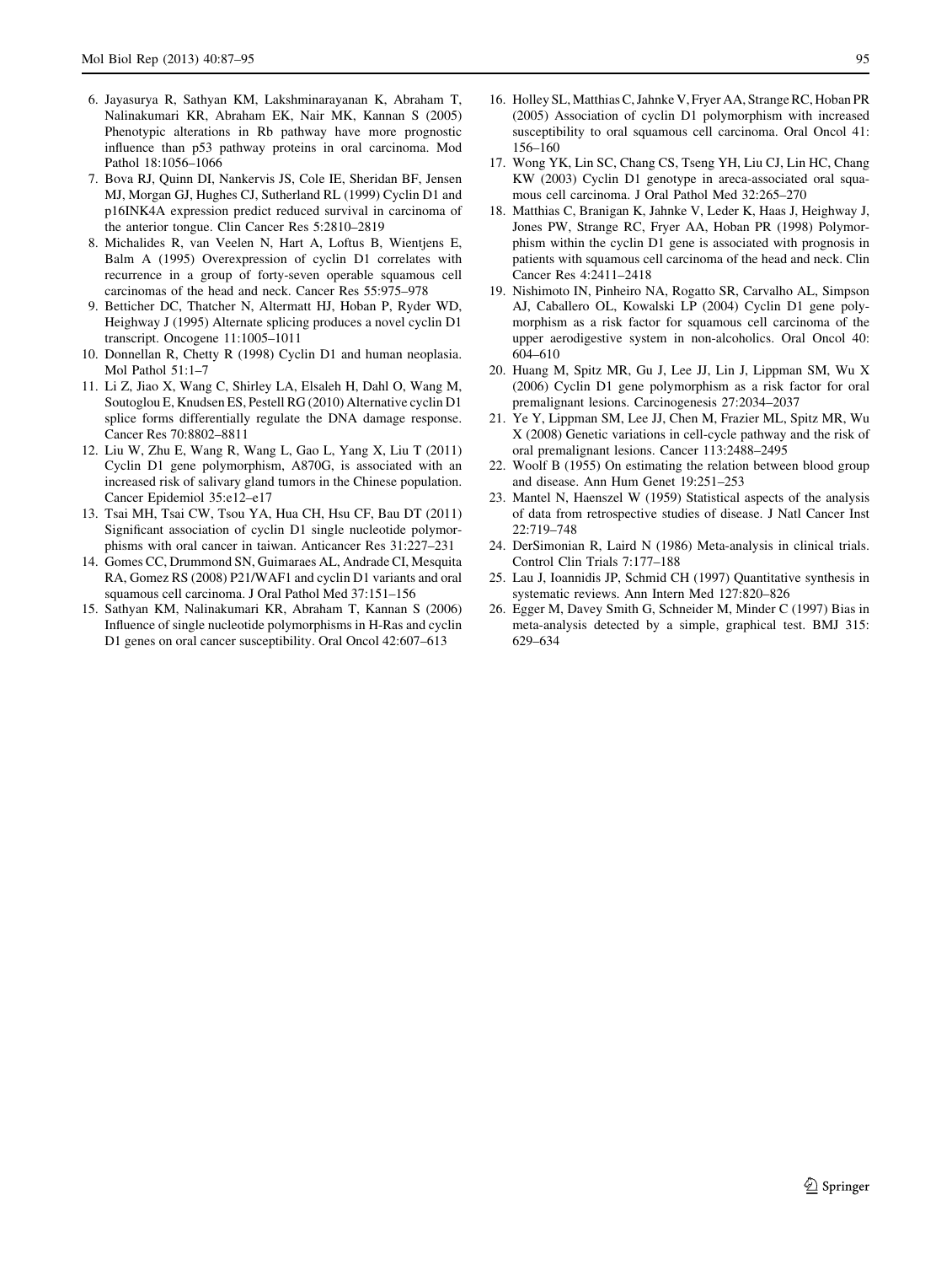6. Jayasurya R, Sathyan KM, Lakshminarayanan K, Abraham T, Nalinakumari KR, Abraham EK, Nair MK, Kannan S (2005) Phenotypic alterations in Rb pathway have more prognostic influence than p53 pathway proteins in oral carcinoma. Mod Pathol 18:1056–1066
7. Bova RJ, Quinn DI, Nankervis JS, Cole IE, Sheridan BF, Jensen MJ, Morgan GJ, Hughes CJ, Sutherland RL (1999) Cyclin D1 and p16INK4A expression predict reduced survival in carcinoma of the anterior tongue. Clin Cancer Res 5:2810–2819
8. Michalides R, van Veelen N, Hart A, Loftus B, Wientjens E, Balm A (1995) Overexpression of cyclin D1 correlates with recurrence in a group of forty-seven operable squamous cell carcinomas of the head and neck. Cancer Res 55:975–978
9. Betticher DC, Thatcher N, Altermatt HJ, Hoban P, Ryder WD, Heighway J (1995) Alternate splicing produces a novel cyclin D1 transcript. Oncogene 11:1005–1011
10. Donnellan R, Chetty R (1998) Cyclin D1 and human neoplasia. Mol Pathol 51:1–7
11. Li Z, Jiao X, Wang C, Shirley LA, Elsaleh H, Dahl O, Wang M, Soutoglou E, Knudsen ES, Pestell RG (2010) Alternative cyclin D1 splice forms differentially regulate the DNA damage response. Cancer Res 70:8802–8811
12. Liu W, Zhu E, Wang R, Wang L, Gao L, Yang X, Liu T (2011) Cyclin D1 gene polymorphism, A870G, is associated with an increased risk of salivary gland tumors in the Chinese population. Cancer Epidemiol 35:e12–e17
13. Tsai MH, Tsai CW, Tsou YA, Hua CH, Hsu CF, Bau DT (2011) Significant association of cyclin D1 single nucleotide polymorphisms with oral cancer in taiwan. Anticancer Res 31:227–231
14. Gomes CC, Drummond SN, Guimaraes AL, Andrade CI, Mesquita RA, Gomez RS (2008) P21/WAF1 and cyclin D1 variants and oral squamous cell carcinoma. J Oral Pathol Med 37:151–156
15. Sathyan KM, Nalinakumari KR, Abraham T, Kannan S (2006) Influence of single nucleotide polymorphisms in H-Ras and cyclin D1 genes on oral cancer susceptibility. Oral Oncol 42:607–613
16. Holley SL, Matthias C, Jahnke V, Fryer AA, Strange RC, Hoban PR (2005) Association of cyclin D1 polymorphism with increased susceptibility to oral squamous cell carcinoma. Oral Oncol 41: 156–160
17. Wong YK, Lin SC, Chang CS, Tseng YH, Liu CJ, Lin HC, Chang KW (2003) Cyclin D1 genotype in areca-associated oral squamous cell carcinoma. J Oral Pathol Med 32:265–270
18. Matthias C, Branigan K, Jahnke V, Leder K, Haas J, Heighway J, Jones PW, Strange RC, Fryer AA, Hoban PR (1998) Polymorphism within the cyclin D1 gene is associated with prognosis in patients with squamous cell carcinoma of the head and neck. Clin Cancer Res 4:2411–2418
19. Nishimoto IN, Pinheiro NA, Rogatto SR, Carvalho AL, Simpson AJ, Caballero OL, Kowalski LP (2004) Cyclin D1 gene polymorphism as a risk factor for squamous cell carcinoma of the upper aerodigestive system in non-alcoholics. Oral Oncol 40: 604–610
20. Huang M, Spitz MR, Gu J, Lee JJ, Lin J, Lippman SM, Wu X (2006) Cyclin D1 gene polymorphism as a risk factor for oral premalignant lesions. Carcinogenesis 27:2034–2037
21. Ye Y, Lippman SM, Lee JJ, Chen M, Frazier ML, Spitz MR, Wu X (2008) Genetic variations in cell-cycle pathway and the risk of oral premalignant lesions. Cancer 113:2488–2495
22. Woolf B (1955) On estimating the relation between blood group and disease. Ann Hum Genet 19:251–253
23. Mantel N, Haenszel W (1959) Statistical aspects of the analysis of data from retrospective studies of disease. J Natl Cancer Inst 22:719–748
24. DerSimonian R, Laird N (1986) Meta-analysis in clinical trials. Control Clin Trials 7:177–188
25. Lau J, Ioannidis JP, Schmid CH (1997) Quantitative synthesis in systematic reviews. Ann Intern Med 127:820–826
26. Egger M, Davey Smith G, Schneider M, Minder C (1997) Bias in meta-analysis detected by a simple, graphical test. BMJ 315: 629–634